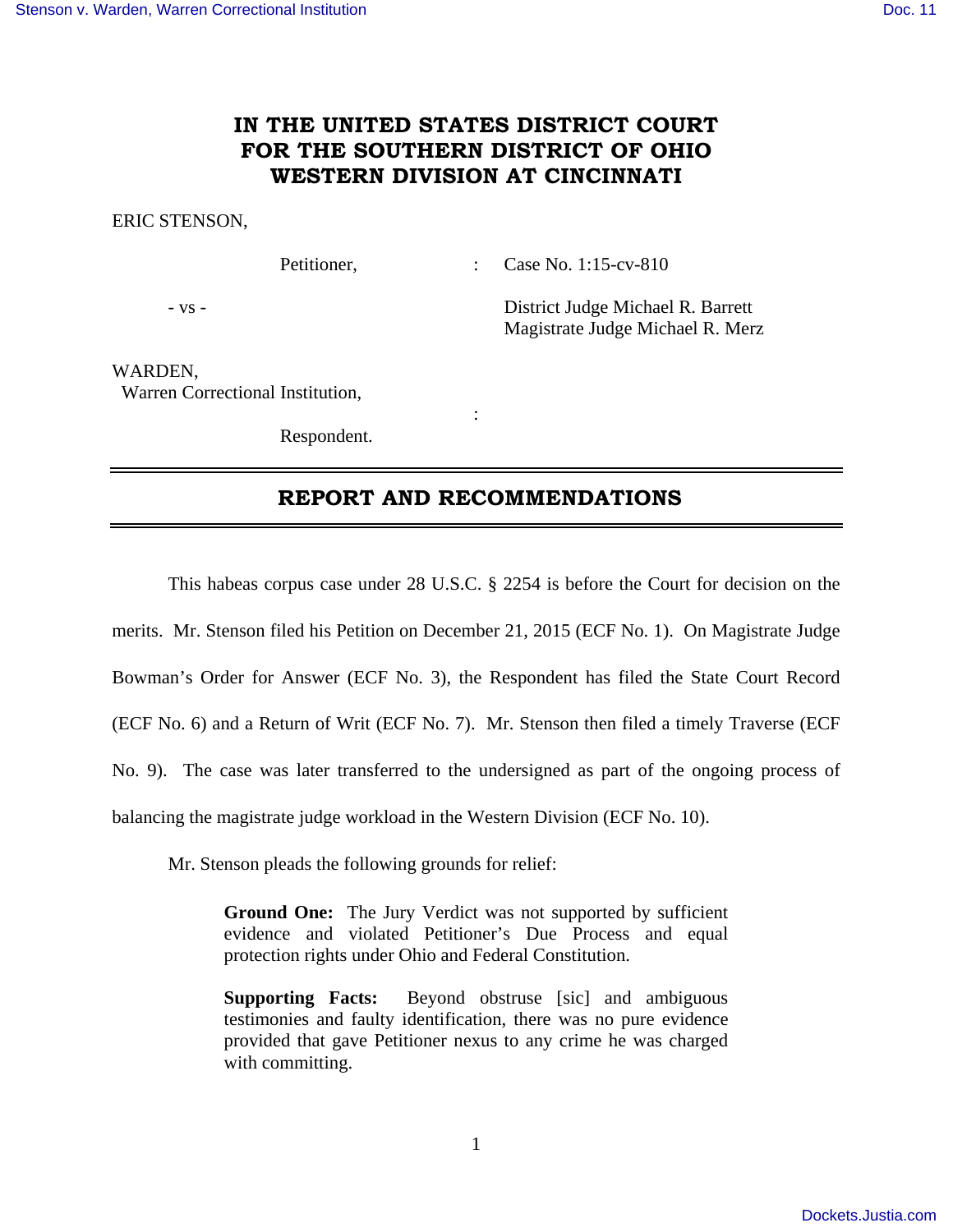# IN THE UNITED STATES DISTRICT COURT FOR THE SOUTHERN DISTRICT OF OHIO WESTERN DIVISION AT CINCINNATI

ERIC STENSON,

Petitioner, : Case No. 1:15-cv-810

- vs - District Judge Michael R. Barrett
Magistrate Judge Michael R. Merz

WARDEN,
Warren Correctional Institution,

:

Respondent.

---

## REPORT AND RECOMMENDATIONS

---

This habeas corpus case under 28 U.S.C. § 2254 is before the Court for decision on the merits. Mr. Stenson filed his Petition on December 21, 2015 (ECF No. 1). On Magistrate Judge Bowman's Order for Answer (ECF No. 3), the Respondent has filed the State Court Record (ECF No. 6) and a Return of Writ (ECF No. 7). Mr. Stenson then filed a timely Traverse (ECF No. 9). The case was later transferred to the undersigned as part of the ongoing process of balancing the magistrate judge workload in the Western Division (ECF No. 10).

Mr. Stenson pleads the following grounds for relief:

> **Ground One:** The Jury Verdict was not supported by sufficient evidence and violated Petitioner's Due Process and equal protection rights under Ohio and Federal Constitution.
>
> **Supporting Facts:** Beyond obstruse [sic] and ambiguous testimonies and faulty identification, there was no pure evidence provided that gave Petitioner nexus to any crime he was charged with committing.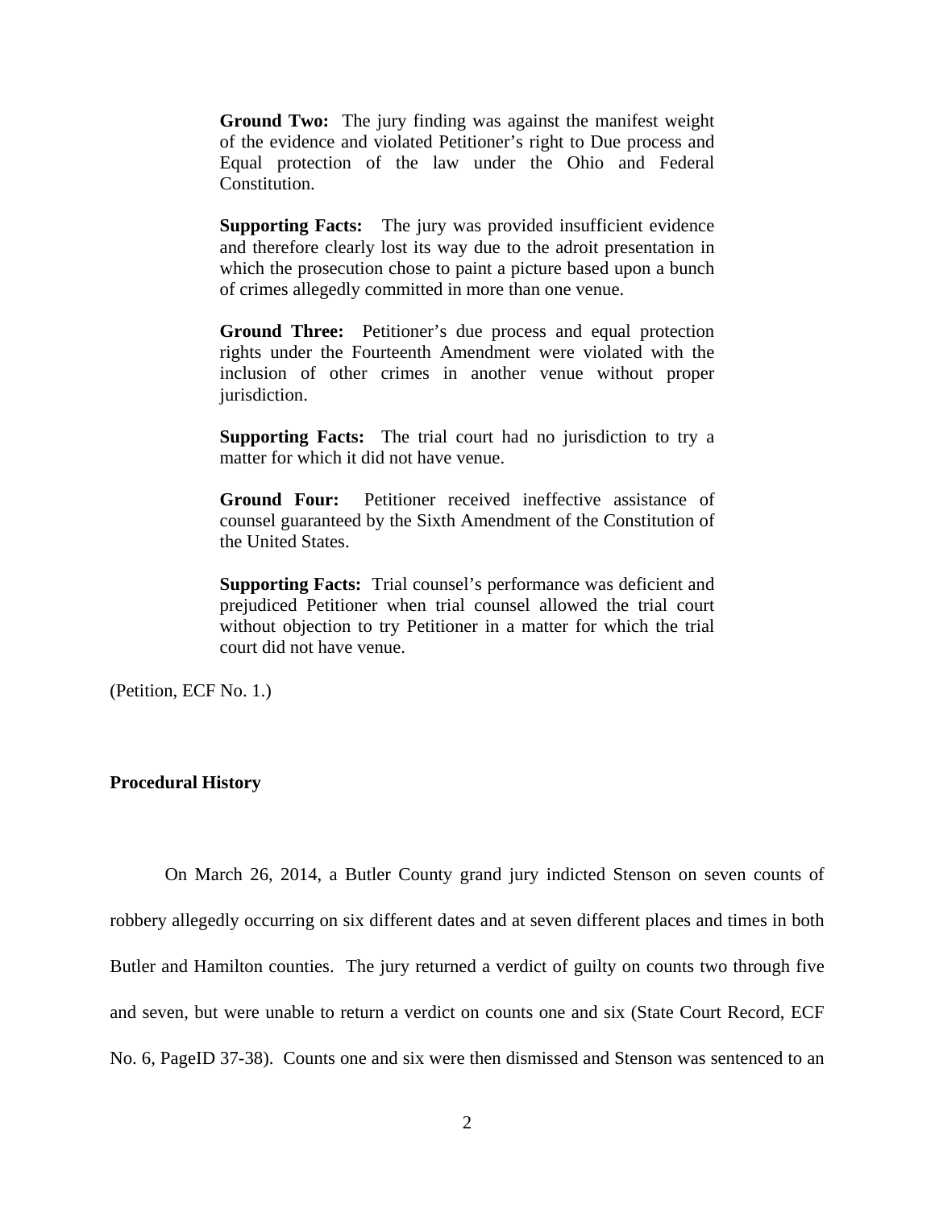> **Ground Two:** The jury finding was against the manifest weight of the evidence and violated Petitioner's right to Due process and Equal protection of the law under the Ohio and Federal Constitution.
>
> **Supporting Facts:** The jury was provided insufficient evidence and therefore clearly lost its way due to the adroit presentation in which the prosecution chose to paint a picture based upon a bunch of crimes allegedly committed in more than one venue.
>
> **Ground Three:** Petitioner's due process and equal protection rights under the Fourteenth Amendment were violated with the inclusion of other crimes in another venue without proper jurisdiction.
>
> **Supporting Facts:** The trial court had no jurisdiction to try a matter for which it did not have venue.
>
> **Ground Four:** Petitioner received ineffective assistance of counsel guaranteed by the Sixth Amendment of the Constitution of the United States.
>
> **Supporting Facts:** Trial counsel's performance was deficient and prejudiced Petitioner when trial counsel allowed the trial court without objection to try Petitioner in a matter for which the trial court did not have venue.

(Petition, ECF No. 1.)

**Procedural History**

On March 26, 2014, a Butler County grand jury indicted Stenson on seven counts of robbery allegedly occurring on six different dates and at seven different places and times in both Butler and Hamilton counties. The jury returned a verdict of guilty on counts two through five and seven, but were unable to return a verdict on counts one and six (State Court Record, ECF No. 6, PageID 37-38). Counts one and six were then dismissed and Stenson was sentenced to an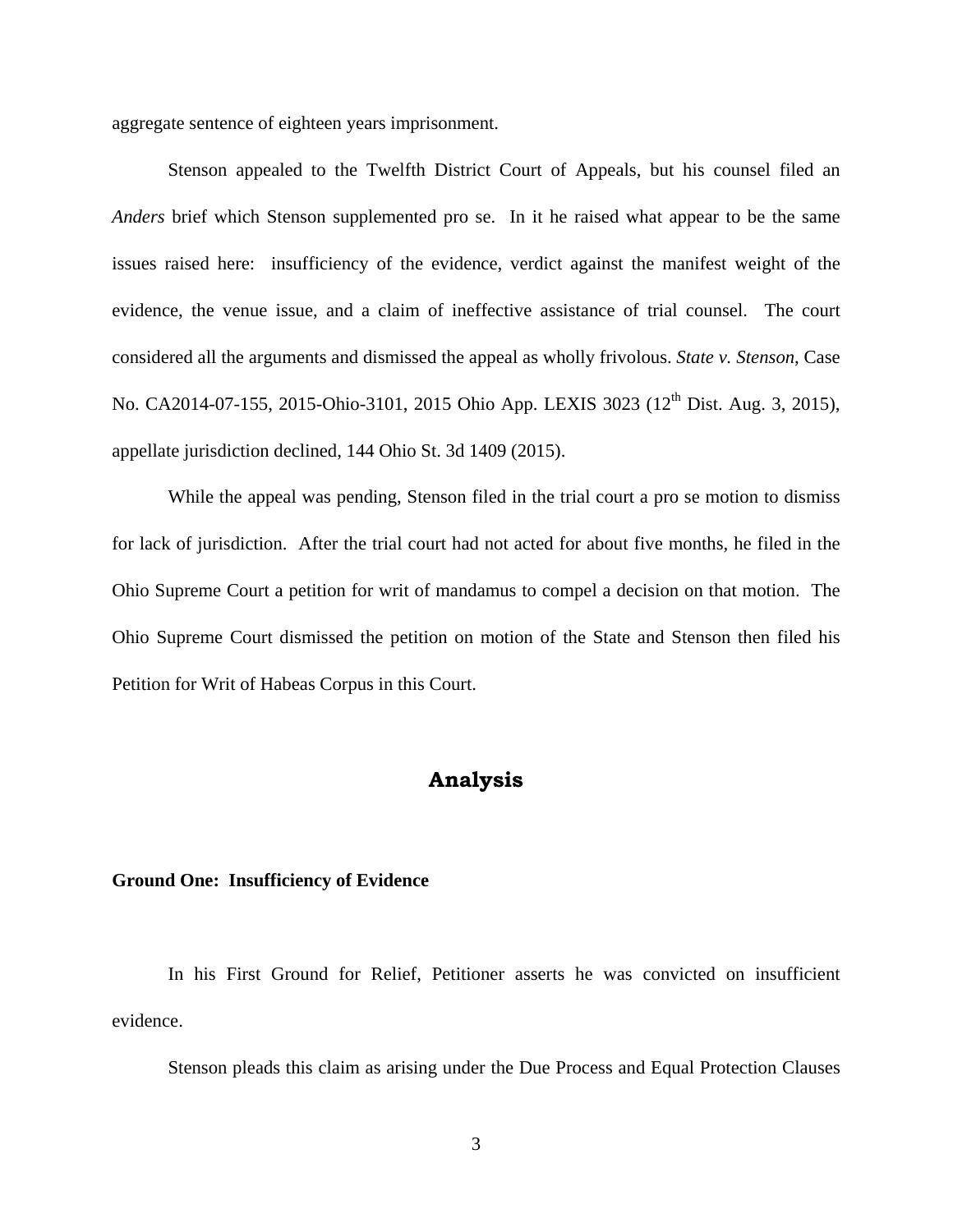aggregate sentence of eighteen years imprisonment.

Stenson appealed to the Twelfth District Court of Appeals, but his counsel filed an *Anders* brief which Stenson supplemented pro se. In it he raised what appear to be the same issues raised here: insufficiency of the evidence, verdict against the manifest weight of the evidence, the venue issue, and a claim of ineffective assistance of trial counsel. The court considered all the arguments and dismissed the appeal as wholly frivolous. *State v. Stenson*, Case No. CA2014-07-155, 2015-Ohio-3101, 2015 Ohio App. LEXIS 3023 (12th Dist. Aug. 3, 2015), appellate jurisdiction declined, 144 Ohio St. 3d 1409 (2015).

While the appeal was pending, Stenson filed in the trial court a pro se motion to dismiss for lack of jurisdiction. After the trial court had not acted for about five months, he filed in the Ohio Supreme Court a petition for writ of mandamus to compel a decision on that motion. The Ohio Supreme Court dismissed the petition on motion of the State and Stenson then filed his Petition for Writ of Habeas Corpus in this Court.

## Analysis

### Ground One: Insufficiency of Evidence

In his First Ground for Relief, Petitioner asserts he was convicted on insufficient evidence.

Stenson pleads this claim as arising under the Due Process and Equal Protection Clauses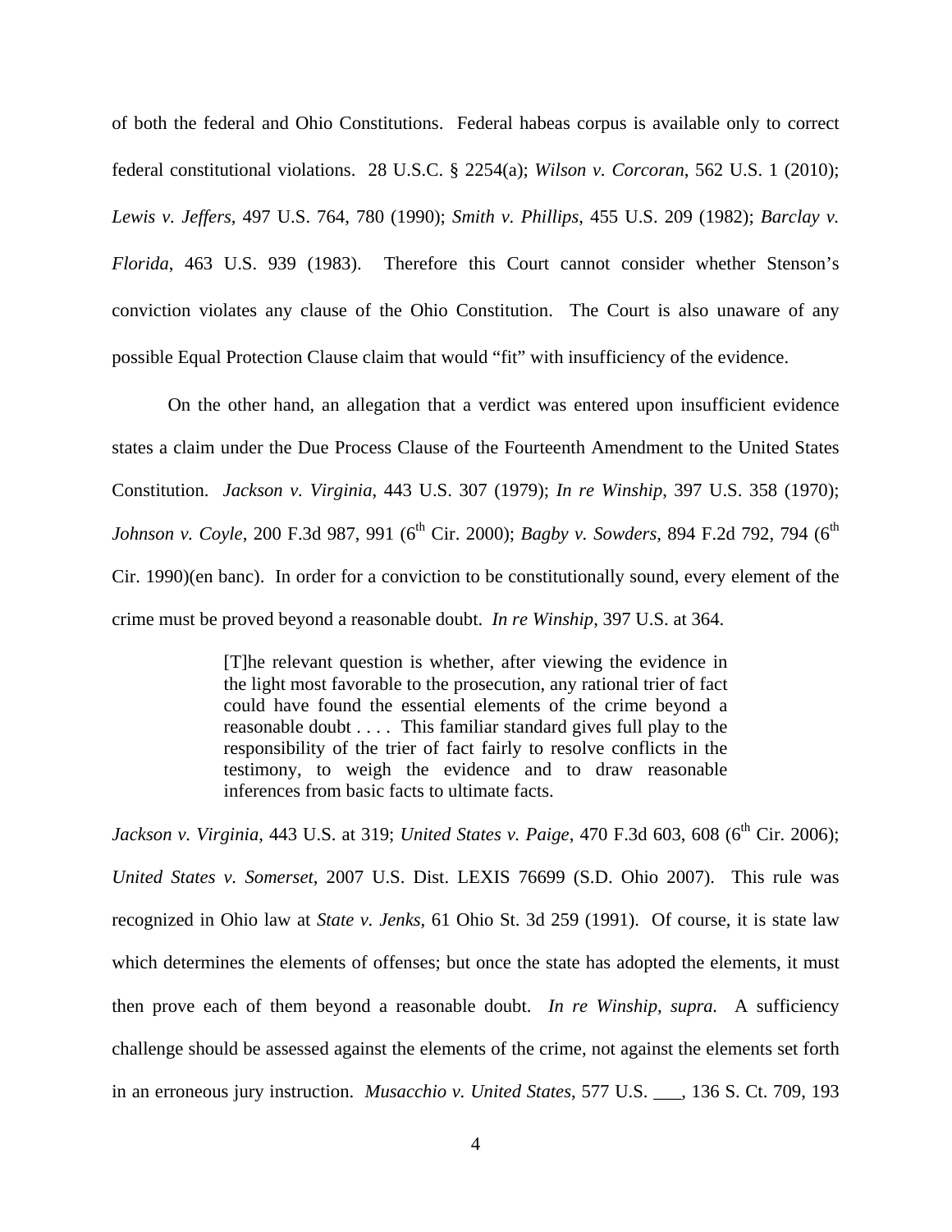of both the federal and Ohio Constitutions. Federal habeas corpus is available only to correct federal constitutional violations. 28 U.S.C. § 2254(a); *Wilson v. Corcoran*, 562 U.S. 1 (2010); *Lewis v. Jeffers*, 497 U.S. 764, 780 (1990); *Smith v. Phillips*, 455 U.S. 209 (1982); *Barclay v. Florida*, 463 U.S. 939 (1983). Therefore this Court cannot consider whether Stenson's conviction violates any clause of the Ohio Constitution. The Court is also unaware of any possible Equal Protection Clause claim that would "fit" with insufficiency of the evidence.

On the other hand, an allegation that a verdict was entered upon insufficient evidence states a claim under the Due Process Clause of the Fourteenth Amendment to the United States Constitution. *Jackson v. Virginia*, 443 U.S. 307 (1979); *In re Winship*, 397 U.S. 358 (1970); *Johnson v. Coyle*, 200 F.3d 987, 991 (6th Cir. 2000); *Bagby v. Sowders*, 894 F.2d 792, 794 (6th Cir. 1990)(en banc). In order for a conviction to be constitutionally sound, every element of the crime must be proved beyond a reasonable doubt. *In re Winship*, 397 U.S. at 364.

> [T]he relevant question is whether, after viewing the evidence in the light most favorable to the prosecution, any rational trier of fact could have found the essential elements of the crime beyond a reasonable doubt . . . . This familiar standard gives full play to the responsibility of the trier of fact fairly to resolve conflicts in the testimony, to weigh the evidence and to draw reasonable inferences from basic facts to ultimate facts.

*Jackson v. Virginia*, 443 U.S. at 319; *United States v. Paige*, 470 F.3d 603, 608 (6th Cir. 2006); *United States v. Somerset*, 2007 U.S. Dist. LEXIS 76699 (S.D. Ohio 2007). This rule was recognized in Ohio law at *State v. Jenks*, 61 Ohio St. 3d 259 (1991). Of course, it is state law which determines the elements of offenses; but once the state has adopted the elements, it must then prove each of them beyond a reasonable doubt. *In re Winship*, *supra.* A sufficiency challenge should be assessed against the elements of the crime, not against the elements set forth in an erroneous jury instruction. *Musacchio v. United States*, 577 U.S. ___, 136 S. Ct. 709, 193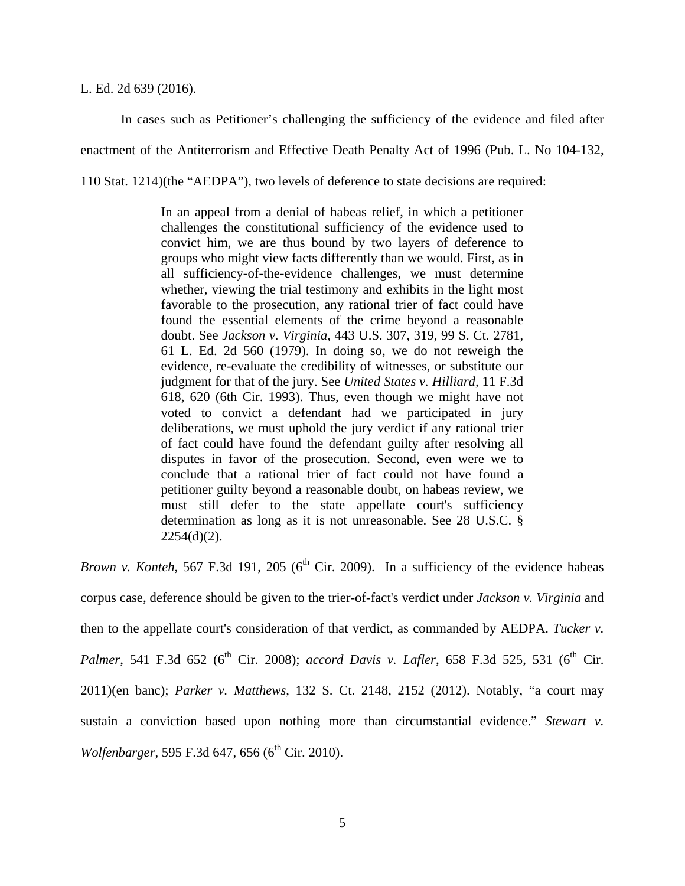L. Ed. 2d 639 (2016).

In cases such as Petitioner's challenging the sufficiency of the evidence and filed after enactment of the Antiterrorism and Effective Death Penalty Act of 1996 (Pub. L. No 104-132, 110 Stat. 1214)(the "AEDPA"), two levels of deference to state decisions are required:

> In an appeal from a denial of habeas relief, in which a petitioner challenges the constitutional sufficiency of the evidence used to convict him, we are thus bound by two layers of deference to groups who might view facts differently than we would. First, as in all sufficiency-of-the-evidence challenges, we must determine whether, viewing the trial testimony and exhibits in the light most favorable to the prosecution, any rational trier of fact could have found the essential elements of the crime beyond a reasonable doubt. See *Jackson v. Virginia*, 443 U.S. 307, 319, 99 S. Ct. 2781, 61 L. Ed. 2d 560 (1979). In doing so, we do not reweigh the evidence, re-evaluate the credibility of witnesses, or substitute our judgment for that of the jury. See *United States v. Hilliard*, 11 F.3d 618, 620 (6th Cir. 1993). Thus, even though we might have not voted to convict a defendant had we participated in jury deliberations, we must uphold the jury verdict if any rational trier of fact could have found the defendant guilty after resolving all disputes in favor of the prosecution. Second, even were we to conclude that a rational trier of fact could not have found a petitioner guilty beyond a reasonable doubt, on habeas review, we must still defer to the state appellate court's sufficiency determination as long as it is not unreasonable. See 28 U.S.C. § 2254(d)(2).

*Brown v. Konteh*, 567 F.3d 191, 205 (6th Cir. 2009). In a sufficiency of the evidence habeas corpus case, deference should be given to the trier-of-fact's verdict under *Jackson v. Virginia* and then to the appellate court's consideration of that verdict, as commanded by AEDPA. *Tucker v. Palmer*, 541 F.3d 652 (6th Cir. 2008); *accord Davis v. Lafler*, 658 F.3d 525, 531 (6th Cir. 2011)(en banc); *Parker v. Matthews*, 132 S. Ct. 2148, 2152 (2012). Notably, "a court may sustain a conviction based upon nothing more than circumstantial evidence." *Stewart v. Wolfenbarger*, 595 F.3d 647, 656 (6th Cir. 2010).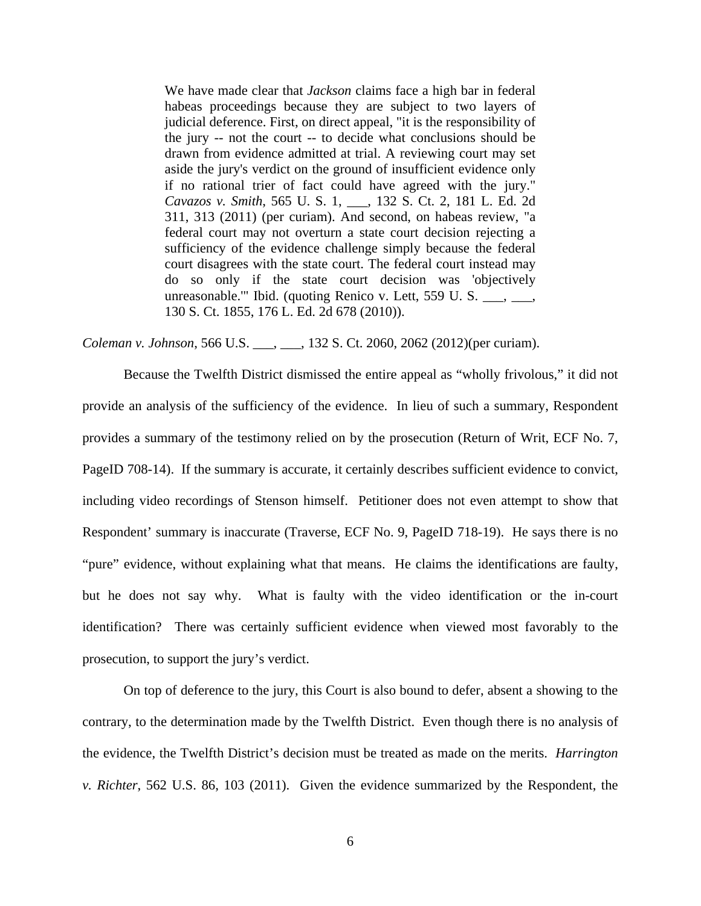> We have made clear that *Jackson* claims face a high bar in federal habeas proceedings because they are subject to two layers of judicial deference. First, on direct appeal, "it is the responsibility of the jury -- not the court -- to decide what conclusions should be drawn from evidence admitted at trial. A reviewing court may set aside the jury's verdict on the ground of insufficient evidence only if no rational trier of fact could have agreed with the jury." *Cavazos v. Smith*, 565 U. S. 1, ___, 132 S. Ct. 2, 181 L. Ed. 2d 311, 313 (2011) (per curiam). And second, on habeas review, "a federal court may not overturn a state court decision rejecting a sufficiency of the evidence challenge simply because the federal court disagrees with the state court. The federal court instead may do so only if the state court decision was 'objectively unreasonable.'" Ibid. (quoting Renico v. Lett, 559 U. S. ___, ___, 130 S. Ct. 1855, 176 L. Ed. 2d 678 (2010)).

*Coleman v. Johnson*, 566 U.S. ___, ___, 132 S. Ct. 2060, 2062 (2012)(per curiam).

Because the Twelfth District dismissed the entire appeal as "wholly frivolous," it did not provide an analysis of the sufficiency of the evidence. In lieu of such a summary, Respondent provides a summary of the testimony relied on by the prosecution (Return of Writ, ECF No. 7, PageID 708-14). If the summary is accurate, it certainly describes sufficient evidence to convict, including video recordings of Stenson himself. Petitioner does not even attempt to show that Respondent' summary is inaccurate (Traverse, ECF No. 9, PageID 718-19). He says there is no "pure" evidence, without explaining what that means. He claims the identifications are faulty, but he does not say why. What is faulty with the video identification or the in-court identification? There was certainly sufficient evidence when viewed most favorably to the prosecution, to support the jury's verdict.

On top of deference to the jury, this Court is also bound to defer, absent a showing to the contrary, to the determination made by the Twelfth District. Even though there is no analysis of the evidence, the Twelfth District's decision must be treated as made on the merits. *Harrington v. Richter*, 562 U.S. 86, 103 (2011). Given the evidence summarized by the Respondent, the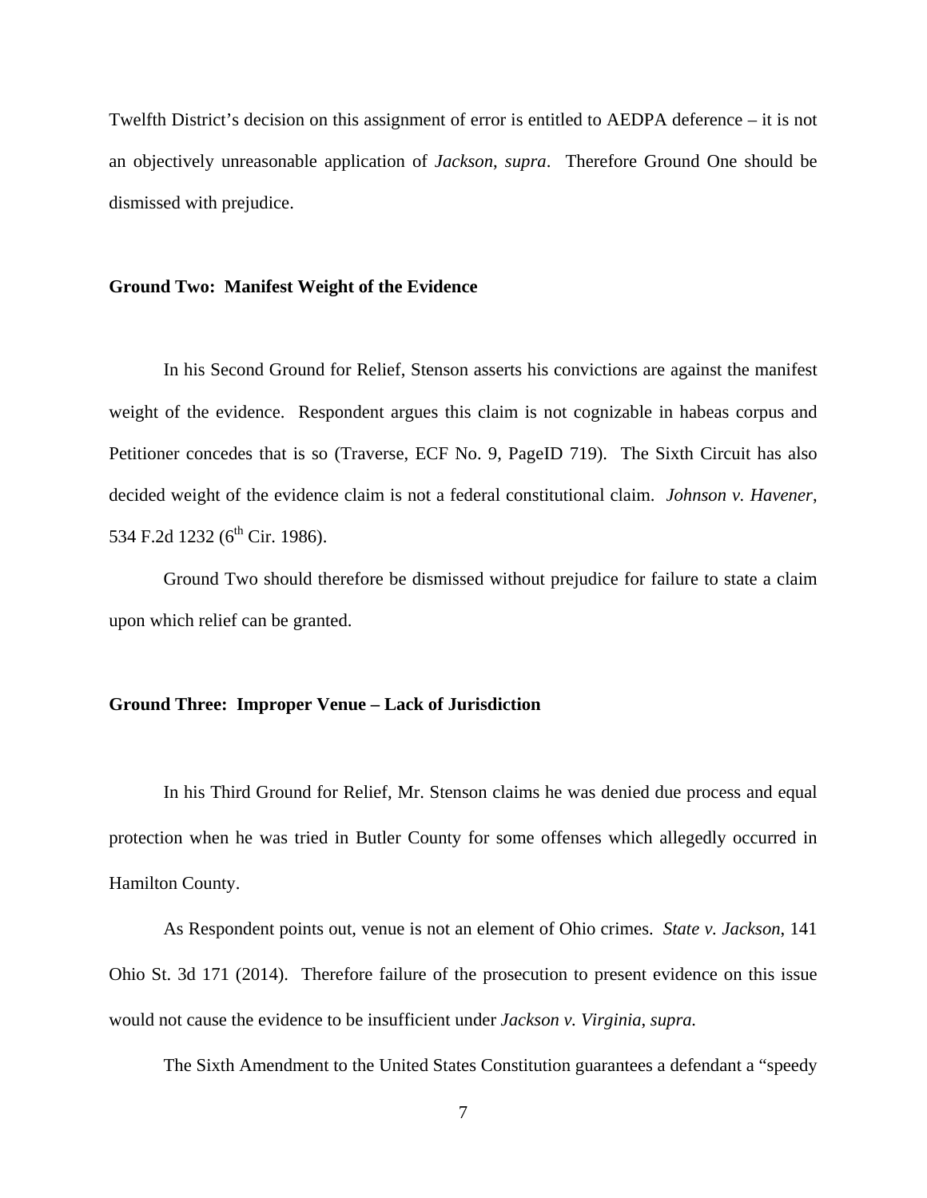Twelfth District's decision on this assignment of error is entitled to AEDPA deference – it is not an objectively unreasonable application of *Jackson*, *supra*. Therefore Ground One should be dismissed with prejudice.

**Ground Two: Manifest Weight of the Evidence**

In his Second Ground for Relief, Stenson asserts his convictions are against the manifest weight of the evidence. Respondent argues this claim is not cognizable in habeas corpus and Petitioner concedes that is so (Traverse, ECF No. 9, PageID 719). The Sixth Circuit has also decided weight of the evidence claim is not a federal constitutional claim. *Johnson v. Havener*, 534 F.2d 1232 (6th Cir. 1986).

Ground Two should therefore be dismissed without prejudice for failure to state a claim upon which relief can be granted.

**Ground Three: Improper Venue – Lack of Jurisdiction**

In his Third Ground for Relief, Mr. Stenson claims he was denied due process and equal protection when he was tried in Butler County for some offenses which allegedly occurred in Hamilton County.

As Respondent points out, venue is not an element of Ohio crimes. *State v. Jackson*, 141 Ohio St. 3d 171 (2014). Therefore failure of the prosecution to present evidence on this issue would not cause the evidence to be insufficient under *Jackson v. Virginia*, *supra.*

The Sixth Amendment to the United States Constitution guarantees a defendant a "speedy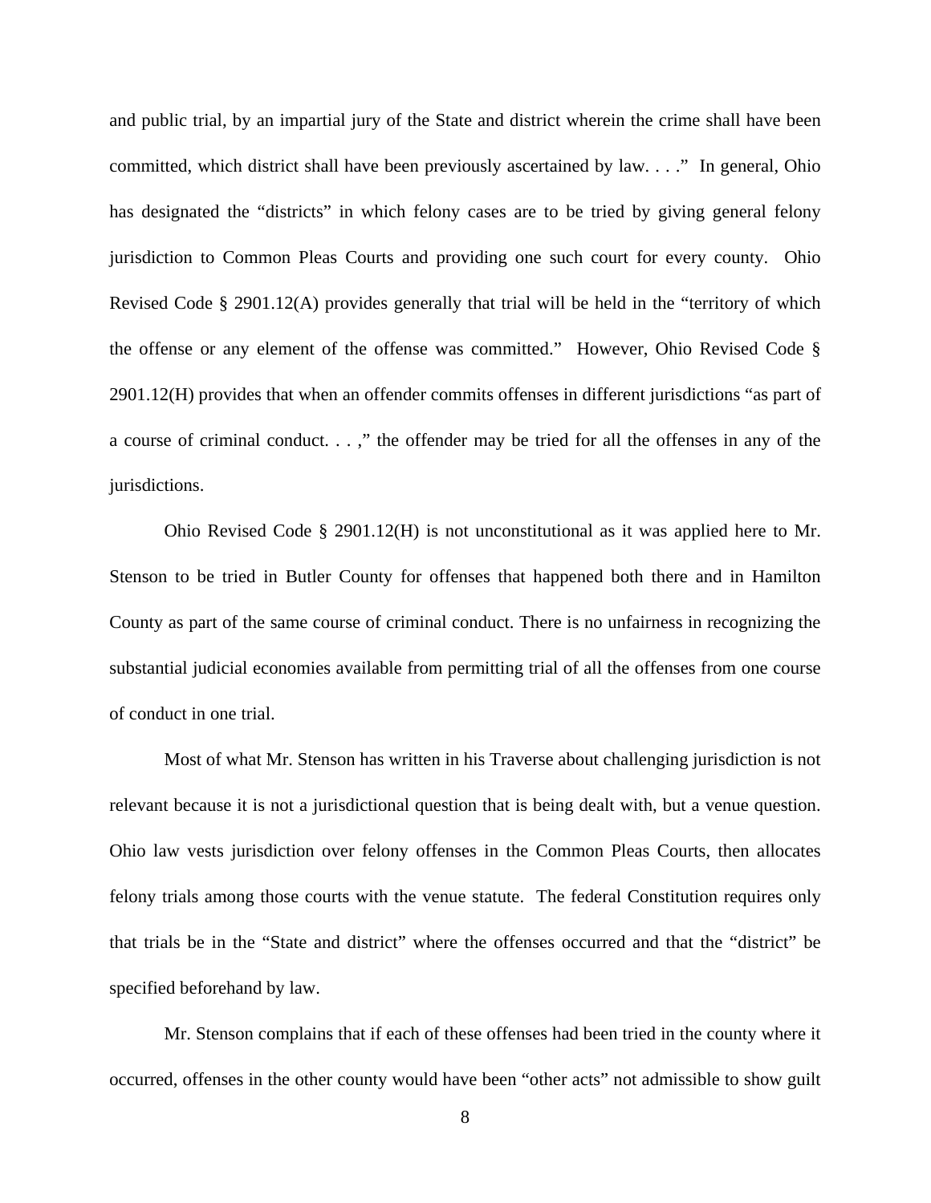and public trial, by an impartial jury of the State and district wherein the crime shall have been committed, which district shall have been previously ascertained by law. . . ." In general, Ohio has designated the "districts" in which felony cases are to be tried by giving general felony jurisdiction to Common Pleas Courts and providing one such court for every county. Ohio Revised Code § 2901.12(A) provides generally that trial will be held in the "territory of which the offense or any element of the offense was committed." However, Ohio Revised Code § 2901.12(H) provides that when an offender commits offenses in different jurisdictions "as part of a course of criminal conduct. . . ," the offender may be tried for all the offenses in any of the jurisdictions.

Ohio Revised Code § 2901.12(H) is not unconstitutional as it was applied here to Mr. Stenson to be tried in Butler County for offenses that happened both there and in Hamilton County as part of the same course of criminal conduct. There is no unfairness in recognizing the substantial judicial economies available from permitting trial of all the offenses from one course of conduct in one trial.

Most of what Mr. Stenson has written in his Traverse about challenging jurisdiction is not relevant because it is not a jurisdictional question that is being dealt with, but a venue question. Ohio law vests jurisdiction over felony offenses in the Common Pleas Courts, then allocates felony trials among those courts with the venue statute. The federal Constitution requires only that trials be in the "State and district" where the offenses occurred and that the "district" be specified beforehand by law.

Mr. Stenson complains that if each of these offenses had been tried in the county where it occurred, offenses in the other county would have been "other acts" not admissible to show guilt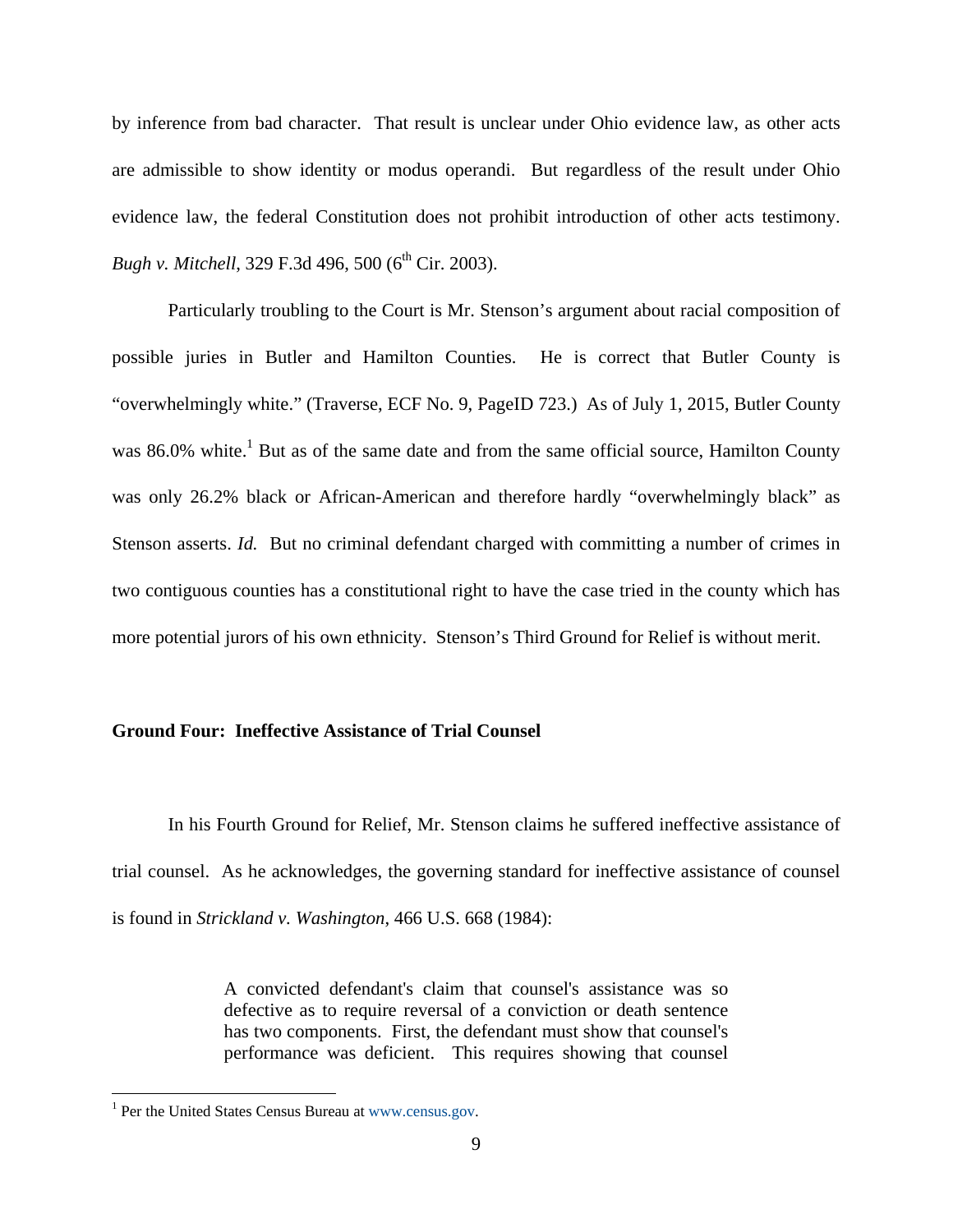by inference from bad character. That result is unclear under Ohio evidence law, as other acts are admissible to show identity or modus operandi. But regardless of the result under Ohio evidence law, the federal Constitution does not prohibit introduction of other acts testimony. *Bugh v. Mitchell*, 329 F.3d 496, 500 (6th Cir. 2003).

Particularly troubling to the Court is Mr. Stenson's argument about racial composition of possible juries in Butler and Hamilton Counties. He is correct that Butler County is "overwhelmingly white." (Traverse, ECF No. 9, PageID 723.) As of July 1, 2015, Butler County was 86.0% white.[1] But as of the same date and from the same official source, Hamilton County was only 26.2% black or African-American and therefore hardly "overwhelmingly black" as Stenson asserts. *Id.* But no criminal defendant charged with committing a number of crimes in two contiguous counties has a constitutional right to have the case tried in the county which has more potential jurors of his own ethnicity. Stenson's Third Ground for Relief is without merit.

**Ground Four: Ineffective Assistance of Trial Counsel**

In his Fourth Ground for Relief, Mr. Stenson claims he suffered ineffective assistance of trial counsel. As he acknowledges, the governing standard for ineffective assistance of counsel is found in *Strickland v. Washington*, 466 U.S. 668 (1984):

> A convicted defendant's claim that counsel's assistance was so defective as to require reversal of a conviction or death sentence has two components. First, the defendant must show that counsel's performance was deficient. This requires showing that counsel

[1] Per the United States Census Bureau at www.census.gov.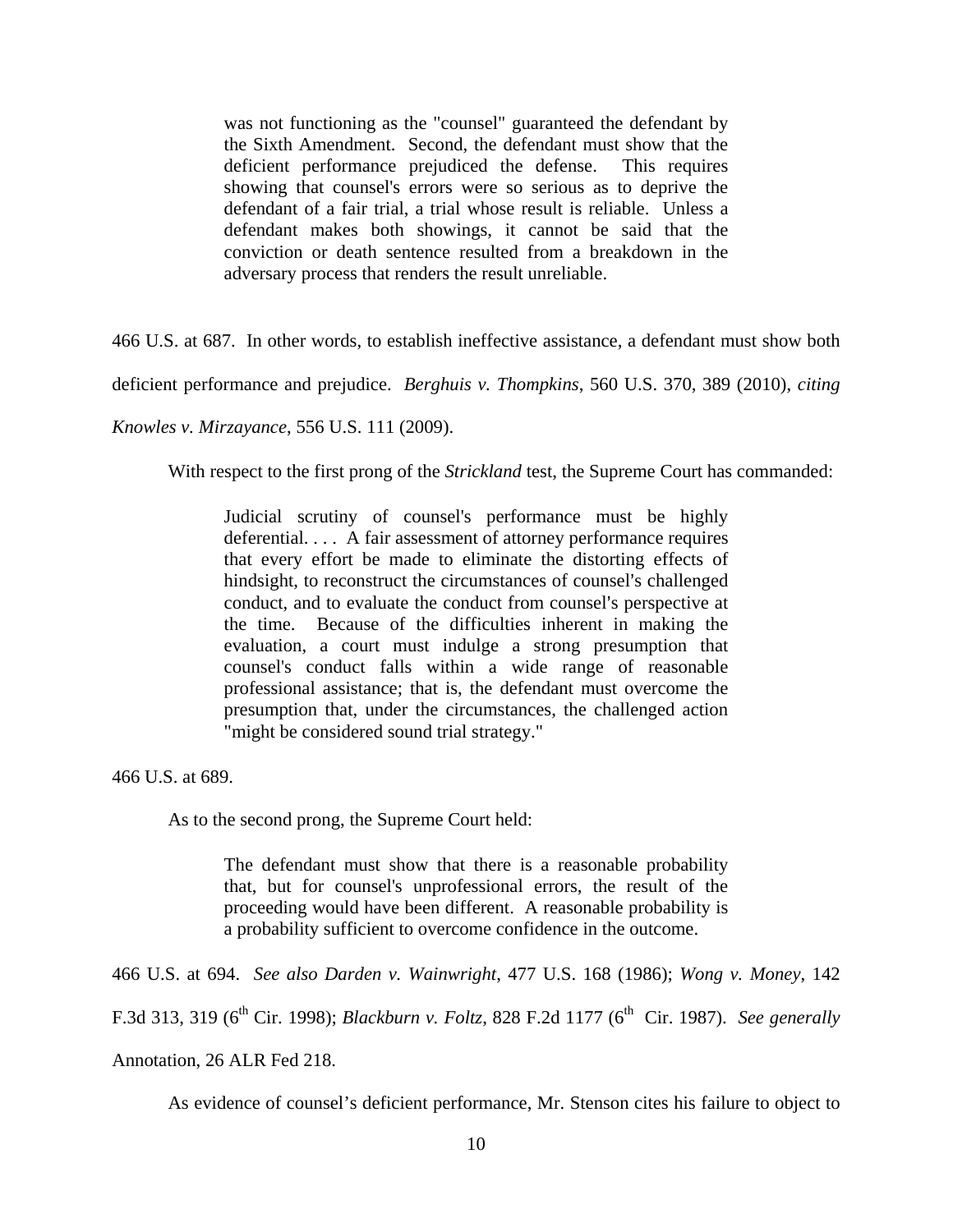> was not functioning as the "counsel" guaranteed the defendant by the Sixth Amendment. Second, the defendant must show that the deficient performance prejudiced the defense. This requires showing that counsel's errors were so serious as to deprive the defendant of a fair trial, a trial whose result is reliable. Unless a defendant makes both showings, it cannot be said that the conviction or death sentence resulted from a breakdown in the adversary process that renders the result unreliable.

466 U.S. at 687. In other words, to establish ineffective assistance, a defendant must show both deficient performance and prejudice. *Berghuis v. Thompkins*, 560 U.S. 370, 389 (2010), *citing Knowles v. Mirzayance*, 556 U.S. 111 (2009).

With respect to the first prong of the *Strickland* test, the Supreme Court has commanded:

> Judicial scrutiny of counsel's performance must be highly deferential. . . . A fair assessment of attorney performance requires that every effort be made to eliminate the distorting effects of hindsight, to reconstruct the circumstances of counsel's challenged conduct, and to evaluate the conduct from counsel's perspective at the time. Because of the difficulties inherent in making the evaluation, a court must indulge a strong presumption that counsel's conduct falls within a wide range of reasonable professional assistance; that is, the defendant must overcome the presumption that, under the circumstances, the challenged action "might be considered sound trial strategy."

466 U.S. at 689.

As to the second prong, the Supreme Court held:

> The defendant must show that there is a reasonable probability that, but for counsel's unprofessional errors, the result of the proceeding would have been different. A reasonable probability is a probability sufficient to overcome confidence in the outcome.

466 U.S. at 694. *See also Darden v. Wainwright*, 477 U.S. 168 (1986); *Wong v. Money*, 142 F.3d 313, 319 (6th Cir. 1998); *Blackburn v. Foltz*, 828 F.2d 1177 (6th Cir. 1987). *See generally* Annotation, 26 ALR Fed 218.

As evidence of counsel's deficient performance, Mr. Stenson cites his failure to object to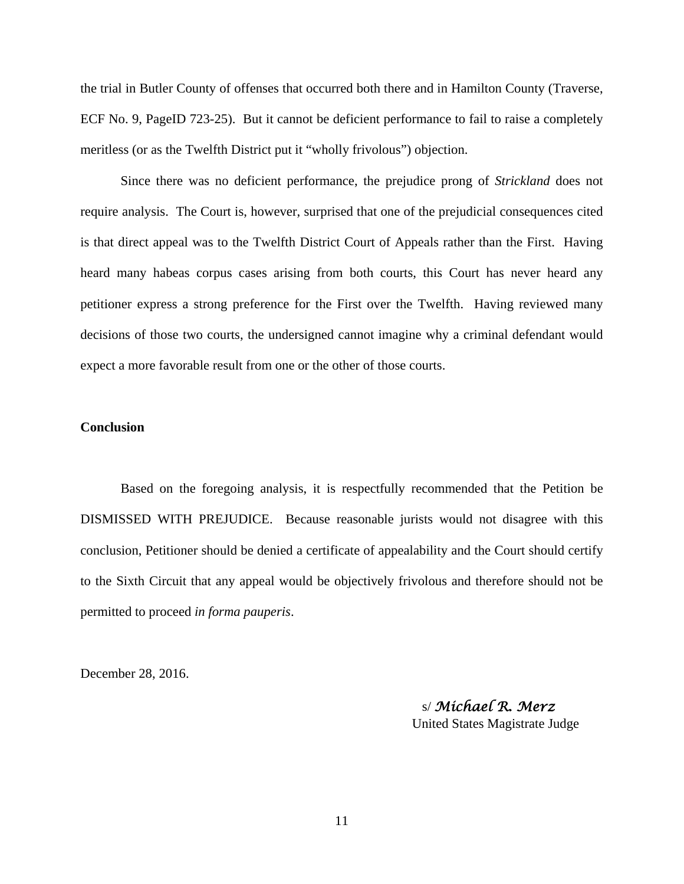the trial in Butler County of offenses that occurred both there and in Hamilton County (Traverse, ECF No. 9, PageID 723-25). But it cannot be deficient performance to fail to raise a completely meritless (or as the Twelfth District put it "wholly frivolous") objection.

Since there was no deficient performance, the prejudice prong of *Strickland* does not require analysis. The Court is, however, surprised that one of the prejudicial consequences cited is that direct appeal was to the Twelfth District Court of Appeals rather than the First. Having heard many habeas corpus cases arising from both courts, this Court has never heard any petitioner express a strong preference for the First over the Twelfth. Having reviewed many decisions of those two courts, the undersigned cannot imagine why a criminal defendant would expect a more favorable result from one or the other of those courts.

**Conclusion**

Based on the foregoing analysis, it is respectfully recommended that the Petition be DISMISSED WITH PREJUDICE. Because reasonable jurists would not disagree with this conclusion, Petitioner should be denied a certificate of appealability and the Court should certify to the Sixth Circuit that any appeal would be objectively frivolous and therefore should not be permitted to proceed *in forma pauperis*.

December 28, 2016.

s/ *Michael R. Merz*
United States Magistrate Judge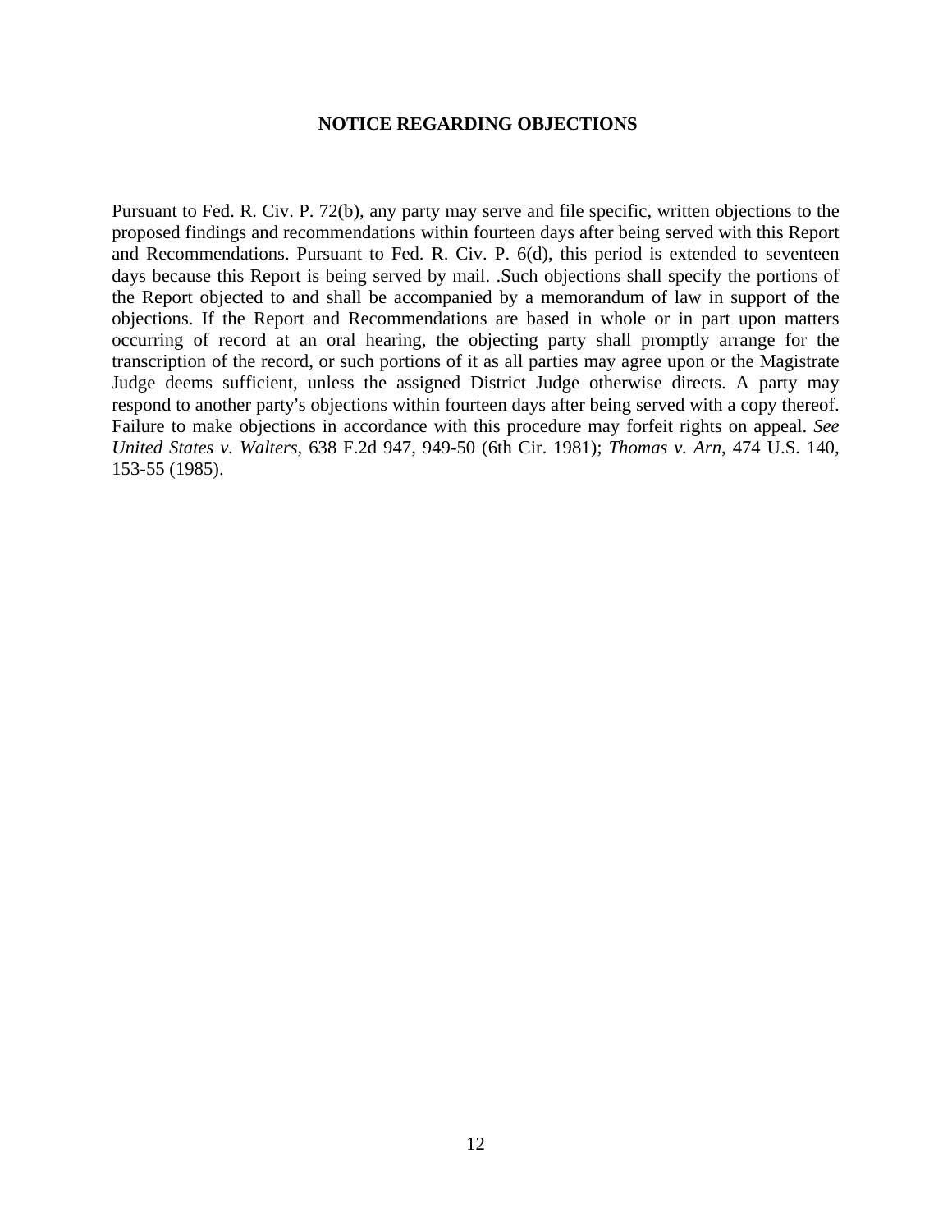**NOTICE REGARDING OBJECTIONS**

Pursuant to Fed. R. Civ. P. 72(b), any party may serve and file specific, written objections to the proposed findings and recommendations within fourteen days after being served with this Report and Recommendations. Pursuant to Fed. R. Civ. P. 6(d), this period is extended to seventeen days because this Report is being served by mail. .Such objections shall specify the portions of the Report objected to and shall be accompanied by a memorandum of law in support of the objections. If the Report and Recommendations are based in whole or in part upon matters occurring of record at an oral hearing, the objecting party shall promptly arrange for the transcription of the record, or such portions of it as all parties may agree upon or the Magistrate Judge deems sufficient, unless the assigned District Judge otherwise directs. A party may respond to another party's objections within fourteen days after being served with a copy thereof. Failure to make objections in accordance with this procedure may forfeit rights on appeal. *See United States v. Walters*, 638 F.2d 947, 949-50 (6th Cir. 1981); *Thomas v. Arn*, 474 U.S. 140, 153-55 (1985).